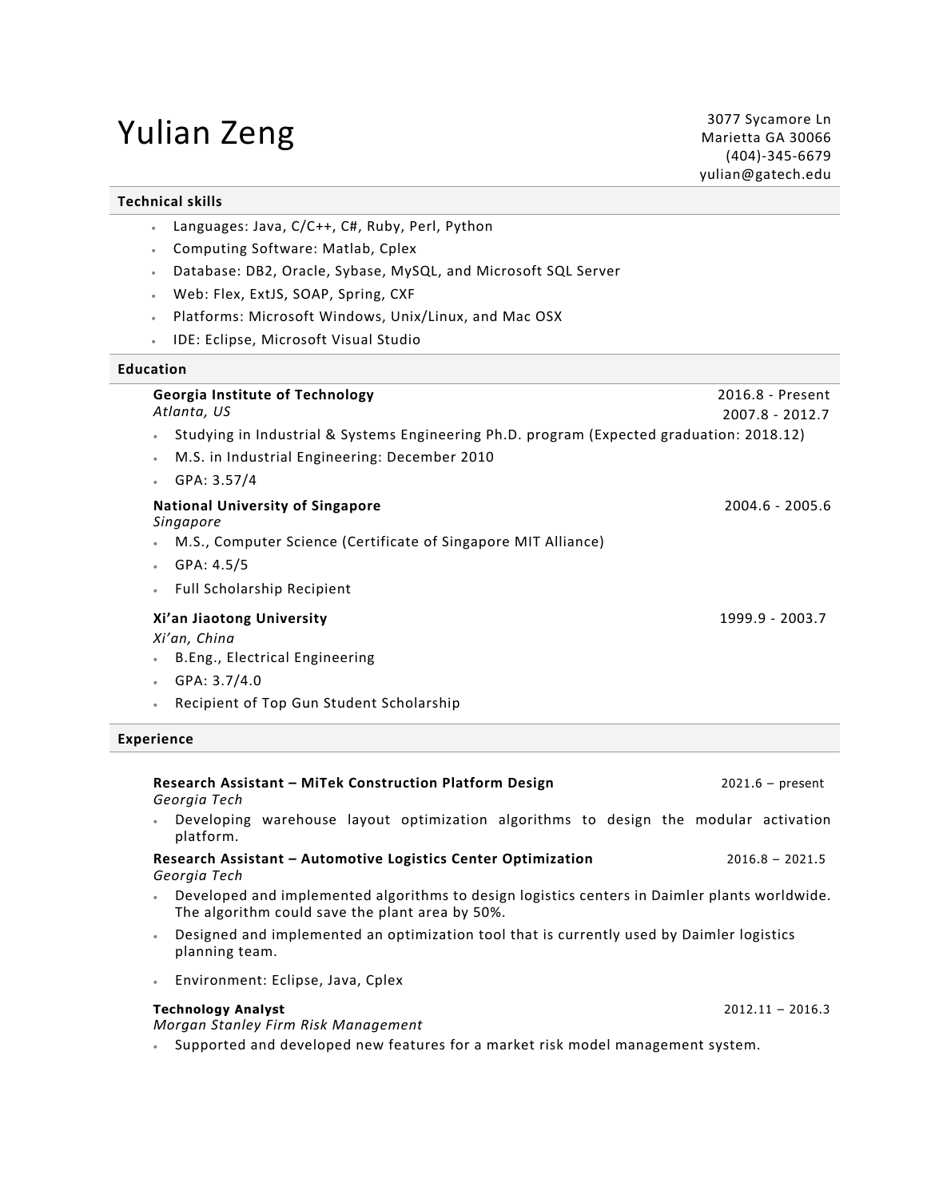# Yulian Zeng

3077 Sycamore Ln
Marietta GA 30066
(404)-345-6679
yulian@gatech.edu

## Technical skills

- Languages: Java, C/C++, C#, Ruby, Perl, Python
- Computing Software: Matlab, Cplex
- Database: DB2, Oracle, Sybase, MySQL, and Microsoft SQL Server
- Web: Flex, ExtJS, SOAP, Spring, CXF
- Platforms: Microsoft Windows, Unix/Linux, and Mac OSX
- IDE: Eclipse, Microsoft Visual Studio

## Education

**Georgia Institute of Technology** — 2016.8 - Present; 2007.8 - 2012.7
*Atlanta, US*

- Studying in Industrial & Systems Engineering Ph.D. program (Expected graduation: 2018.12)
- M.S. in Industrial Engineering: December 2010
- GPA: 3.57/4

**National University of Singapore** — 2004.6 - 2005.6
*Singapore*

- M.S., Computer Science (Certificate of Singapore MIT Alliance)
- GPA: 4.5/5
- Full Scholarship Recipient

**Xi'an Jiaotong University** — 1999.9 - 2003.7
*Xi'an, China*

- B.Eng., Electrical Engineering
- GPA: 3.7/4.0
- Recipient of Top Gun Student Scholarship

## Experience

**Research Assistant – MiTek Construction Platform Design** — 2021.6 – present
*Georgia Tech*

- Developing warehouse layout optimization algorithms to design the modular activation platform.

**Research Assistant – Automotive Logistics Center Optimization** — 2016.8 – 2021.5
*Georgia Tech*

- Developed and implemented algorithms to design logistics centers in Daimler plants worldwide. The algorithm could save the plant area by 50%.
- Designed and implemented an optimization tool that is currently used by Daimler logistics planning team.
- Environment: Eclipse, Java, Cplex

**Technology Analyst** — 2012.11 – 2016.3
*Morgan Stanley Firm Risk Management*

- Supported and developed new features for a market risk model management system.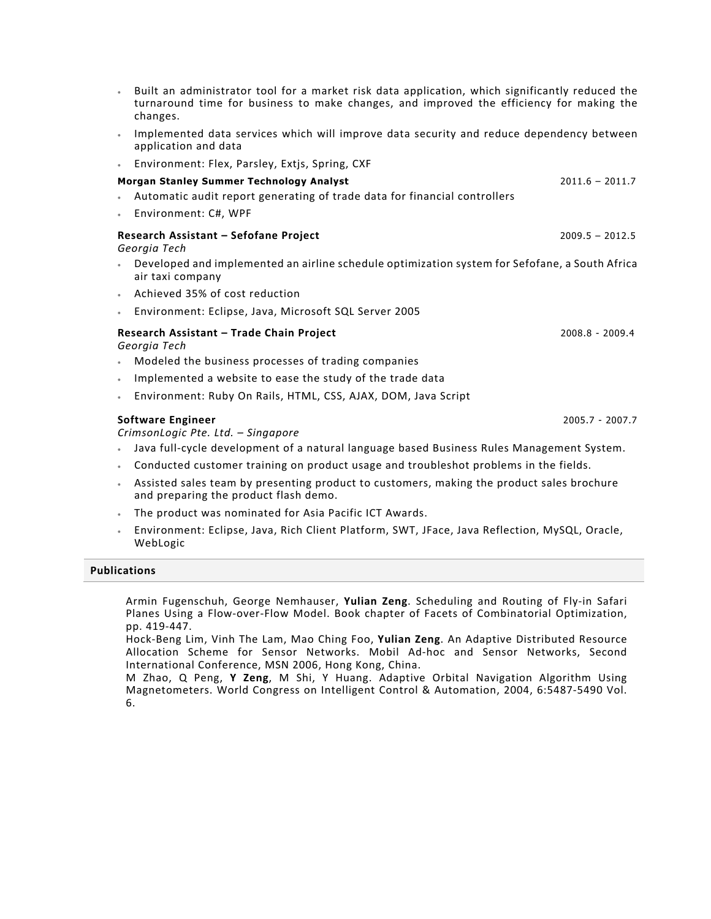- Built an administrator tool for a market risk data application, which significantly reduced the turnaround time for business to make changes, and improved the efficiency for making the changes.
- Implemented data services which will improve data security and reduce dependency between application and data
- Environment: Flex, Parsley, Extjs, Spring, CXF

**Morgan Stanley Summer Technology Analyst** 2011.6 – 2011.7

- Automatic audit report generating of trade data for financial controllers
- Environment: C#, WPF

**Research Assistant – Sefofane Project** 2009.5 – 2012.5
*Georgia Tech*

- Developed and implemented an airline schedule optimization system for Sefofane, a South Africa air taxi company
- Achieved 35% of cost reduction
- Environment: Eclipse, Java, Microsoft SQL Server 2005

**Research Assistant – Trade Chain Project** 2008.8 - 2009.4
*Georgia Tech*

- Modeled the business processes of trading companies
- Implemented a website to ease the study of the trade data
- Environment: Ruby On Rails, HTML, CSS, AJAX, DOM, Java Script

**Software Engineer** 2005.7 - 2007.7
*CrimsonLogic Pte. Ltd. – Singapore*

- Java full-cycle development of a natural language based Business Rules Management System.
- Conducted customer training on product usage and troubleshot problems in the fields.
- Assisted sales team by presenting product to customers, making the product sales brochure and preparing the product flash demo.
- The product was nominated for Asia Pacific ICT Awards.
- Environment: Eclipse, Java, Rich Client Platform, SWT, JFace, Java Reflection, MySQL, Oracle, WebLogic

## Publications

Armin Fugenschuh, George Nemhauser, **Yulian Zeng**. Scheduling and Routing of Fly-in Safari Planes Using a Flow-over-Flow Model. Book chapter of Facets of Combinatorial Optimization, pp. 419-447.

Hock-Beng Lim, Vinh The Lam, Mao Ching Foo, **Yulian Zeng**. An Adaptive Distributed Resource Allocation Scheme for Sensor Networks. Mobil Ad-hoc and Sensor Networks, Second International Conference, MSN 2006, Hong Kong, China.

M Zhao, Q Peng, **Y Zeng**, M Shi, Y Huang. Adaptive Orbital Navigation Algorithm Using Magnetometers. World Congress on Intelligent Control & Automation, 2004, 6:5487-5490 Vol. 6.